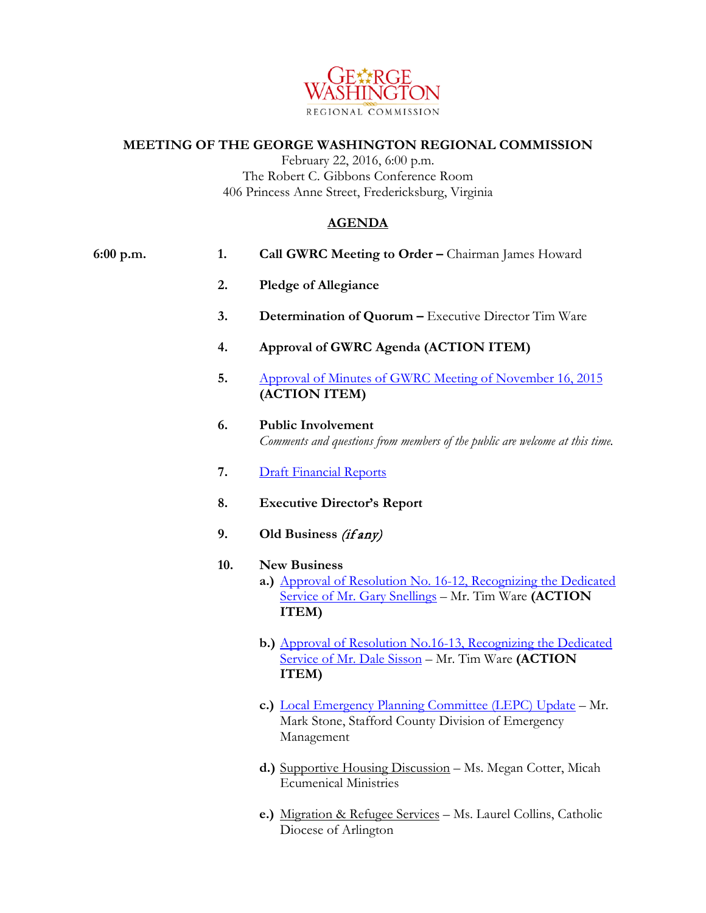GEORGE WASHINGTON

REGIONAL COMMISSION

# MEETING OF THE GEORGE WASHINGTON REGIONAL COMMISSION

February 22, 2016, 6:00 p.m.
The Robert C. Gibbons Conference Room
406 Princess Anne Street, Fredericksburg, Virginia

## AGENDA

**6:00 p.m.**

1. **Call GWRC Meeting to Order –** Chairman James Howard

2. **Pledge of Allegiance**

3. **Determination of Quorum –** Executive Director Tim Ware

4. **Approval of GWRC Agenda (ACTION ITEM)**

5. Approval of Minutes of GWRC Meeting of November 16, 2015 **(ACTION ITEM)**

6. **Public Involvement**
   *Comments and questions from members of the public are welcome at this time.*

7. Draft Financial Reports

8. **Executive Director's Report**

9. **Old Business** *(if any)*

10. **New Business**
    - **a.)** Approval of Resolution No. 16-12, Recognizing the Dedicated Service of Mr. Gary Snellings – Mr. Tim Ware **(ACTION ITEM)**
    - **b.)** Approval of Resolution No.16-13, Recognizing the Dedicated Service of Mr. Dale Sisson – Mr. Tim Ware **(ACTION ITEM)**
    - **c.)** Local Emergency Planning Committee (LEPC) Update – Mr. Mark Stone, Stafford County Division of Emergency Management
    - **d.)** Supportive Housing Discussion – Ms. Megan Cotter, Micah Ecumenical Ministries
    - **e.)** Migration & Refugee Services – Ms. Laurel Collins, Catholic Diocese of Arlington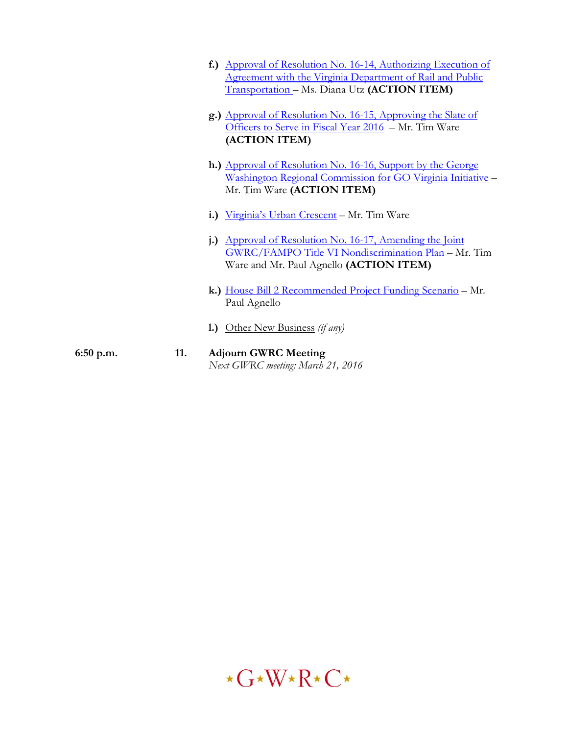- **f.)** Approval of Resolution No. 16-14, Authorizing Execution of Agreement with the Virginia Department of Rail and Public Transportation – Ms. Diana Utz **(ACTION ITEM)**

- **g.)** Approval of Resolution No. 16-15, Approving the Slate of Officers to Serve in Fiscal Year 2016 – Mr. Tim Ware **(ACTION ITEM)**

- **h.)** Approval of Resolution No. 16-16, Support by the George Washington Regional Commission for GO Virginia Initiative – Mr. Tim Ware **(ACTION ITEM)**

- **i.)** Virginia's Urban Crescent – Mr. Tim Ware

- **j.)** Approval of Resolution No. 16-17, Amending the Joint GWRC/FAMPO Title VI Nondiscrimination Plan – Mr. Tim Ware and Mr. Paul Agnello **(ACTION ITEM)**

- **k.)** House Bill 2 Recommended Project Funding Scenario – Mr. Paul Agnello

- **l.)** Other New Business *(if any)*

**6:50 p.m.** **11.** **Adjourn GWRC Meeting**

*Next GWRC meeting: March 21, 2016*